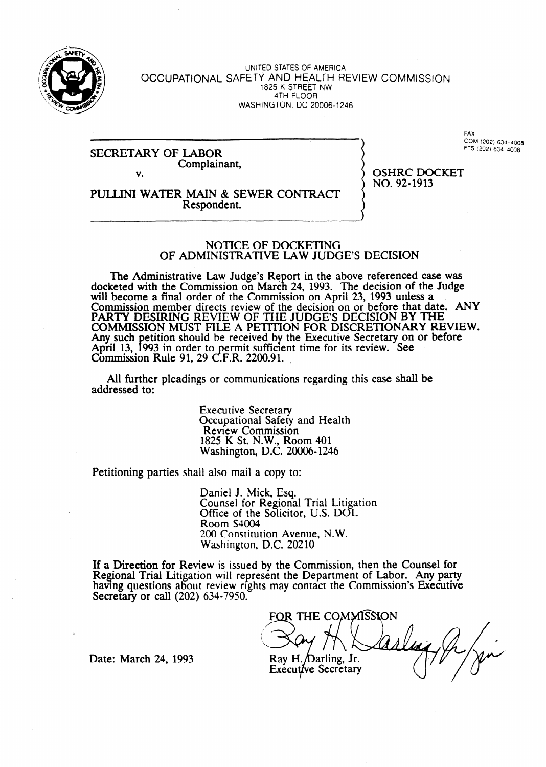UNITED STATES OF AMERICA
OCCUPATIONAL SAFETY AND HEALTH REVIEW COMMISSION
1825 K STREET NW
4TH FLOOR
WASHINGTON, DC 20006-1246

FAX
COM (202) 634-4008
FTS (202) 634-4008

SECRETARY OF LABOR
Complainant,

v.

PULLINI WATER MAIN & SEWER CONTRACT
Respondent.

OSHRC DOCKET
NO. 92-1913

## NOTICE OF DOCKETING OF ADMINISTRATIVE LAW JUDGE'S DECISION

The Administrative Law Judge's Report in the above referenced case was docketed with the Commission on March 24, 1993. The decision of the Judge will become a final order of the Commission on April 23, 1993 unless a Commission member directs review of the decision on or before that date. ANY PARTY DESIRING REVIEW OF THE JUDGE'S DECISION BY THE COMMISSION MUST FILE A PETITION FOR DISCRETIONARY REVIEW. Any such petition should be received by the Executive Secretary on or before April 13, 1993 in order to permit sufficient time for its review. See Commission Rule 91, 29 C.F.R. 2200.91.

All further pleadings or communications regarding this case shall be addressed to:

Executive Secretary
Occupational Safety and Health
Review Commission
1825 K St. N.W., Room 401
Washington, D.C. 20006-1246

Petitioning parties shall also mail a copy to:

Daniel J. Mick, Esq.
Counsel for Regional Trial Litigation
Office of the Solicitor, U.S. DOL
Room S4004
200 Constitution Avenue, N.W.
Washington, D.C. 20210

If a Direction for Review is issued by the Commission, then the Counsel for Regional Trial Litigation will represent the Department of Labor. Any party having questions about review rights may contact the Commission's Executive Secretary or call (202) 634-7950.

FOR THE COMMISSION

Ray H. Darling, Jr.
Executive Secretary

Date: March 24, 1993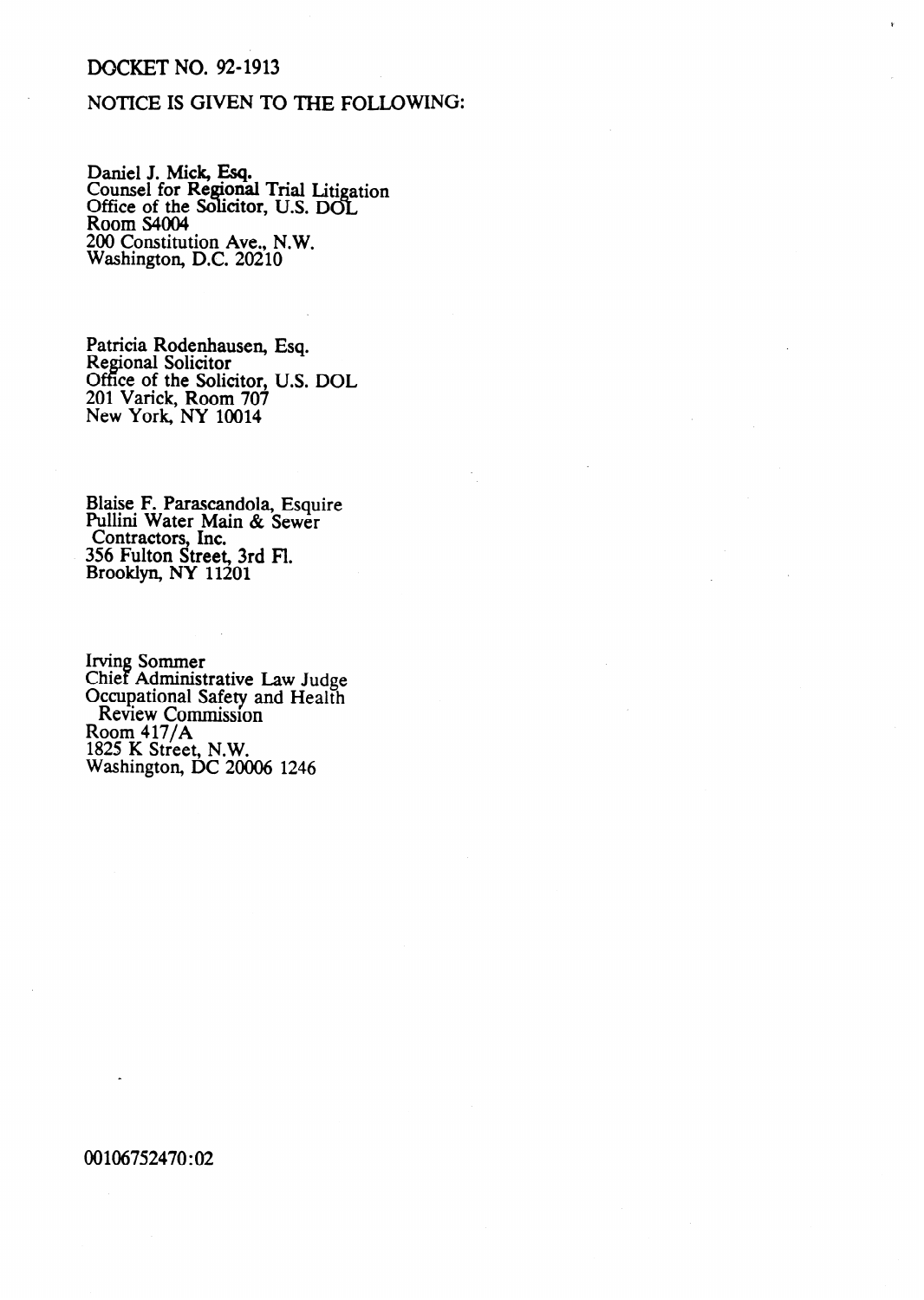DOCKET NO. 92-1913

NOTICE IS GIVEN TO THE FOLLOWING:

Daniel J. Mick, Esq.
Counsel for Regional Trial Litigation
Office of the Solicitor, U.S. DOL
Room S4004
200 Constitution Ave., N.W.
Washington, D.C. 20210

Patricia Rodenhausen, Esq.
Regional Solicitor
Office of the Solicitor, U.S. DOL
201 Varick, Room 707
New York, NY 10014

Blaise F. Parascandola, Esquire
Pullini Water Main & Sewer
Contractors, Inc.
356 Fulton Street, 3rd Fl.
Brooklyn, NY 11201

Irving Sommer
Chief Administrative Law Judge
Occupational Safety and Health
Review Commission
Room 417/A
1825 K Street, N.W.
Washington, DC 20006 1246

00106752470:02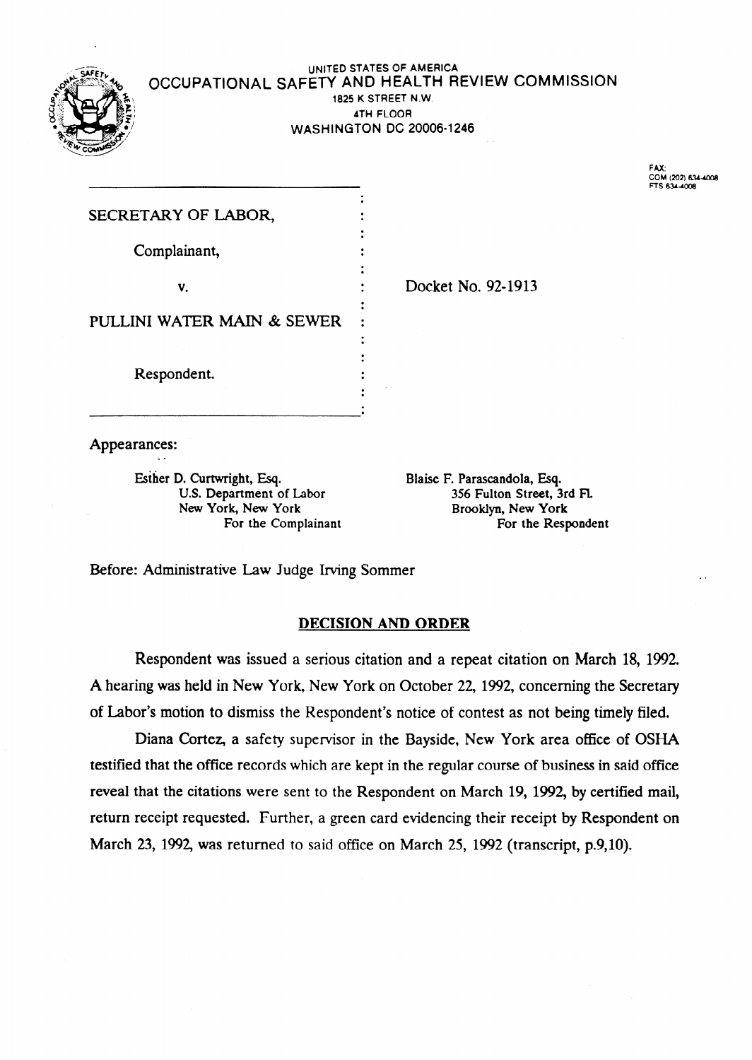UNITED STATES OF AMERICA
OCCUPATIONAL SAFETY AND HEALTH REVIEW COMMISSION
1825 K STREET N.W.
4TH FLOOR
WASHINGTON DC 20006-1246

FAX:
COM (202) 634-4008
FTS 634-4008

| | | |
|---|---|---|
| SECRETARY OF LABOR, | : | |
| Complainant, | : | |
| v. | : | Docket No. 92-1913 |
| PULLINI WATER MAIN & SEWER | : | |
| Respondent. | : | |

Appearances:

Esther D. Curtwright, Esq.
U.S. Department of Labor
New York, New York
For the Complainant

Blaise F. Parascandola, Esq.
356 Fulton Street, 3rd Fl.
Brooklyn, New York
For the Respondent

Before: Administrative Law Judge Irving Sommer

## DECISION AND ORDER

Respondent was issued a serious citation and a repeat citation on March 18, 1992. A hearing was held in New York, New York on October 22, 1992, concerning the Secretary of Labor's motion to dismiss the Respondent's notice of contest as not being timely filed.

Diana Cortez, a safety supervisor in the Bayside, New York area office of OSHA testified that the office records which are kept in the regular course of business in said office reveal that the citations were sent to the Respondent on March 19, 1992, by certified mail, return receipt requested. Further, a green card evidencing their receipt by Respondent on March 23, 1992, was returned to said office on March 25, 1992 (transcript, p.9,10).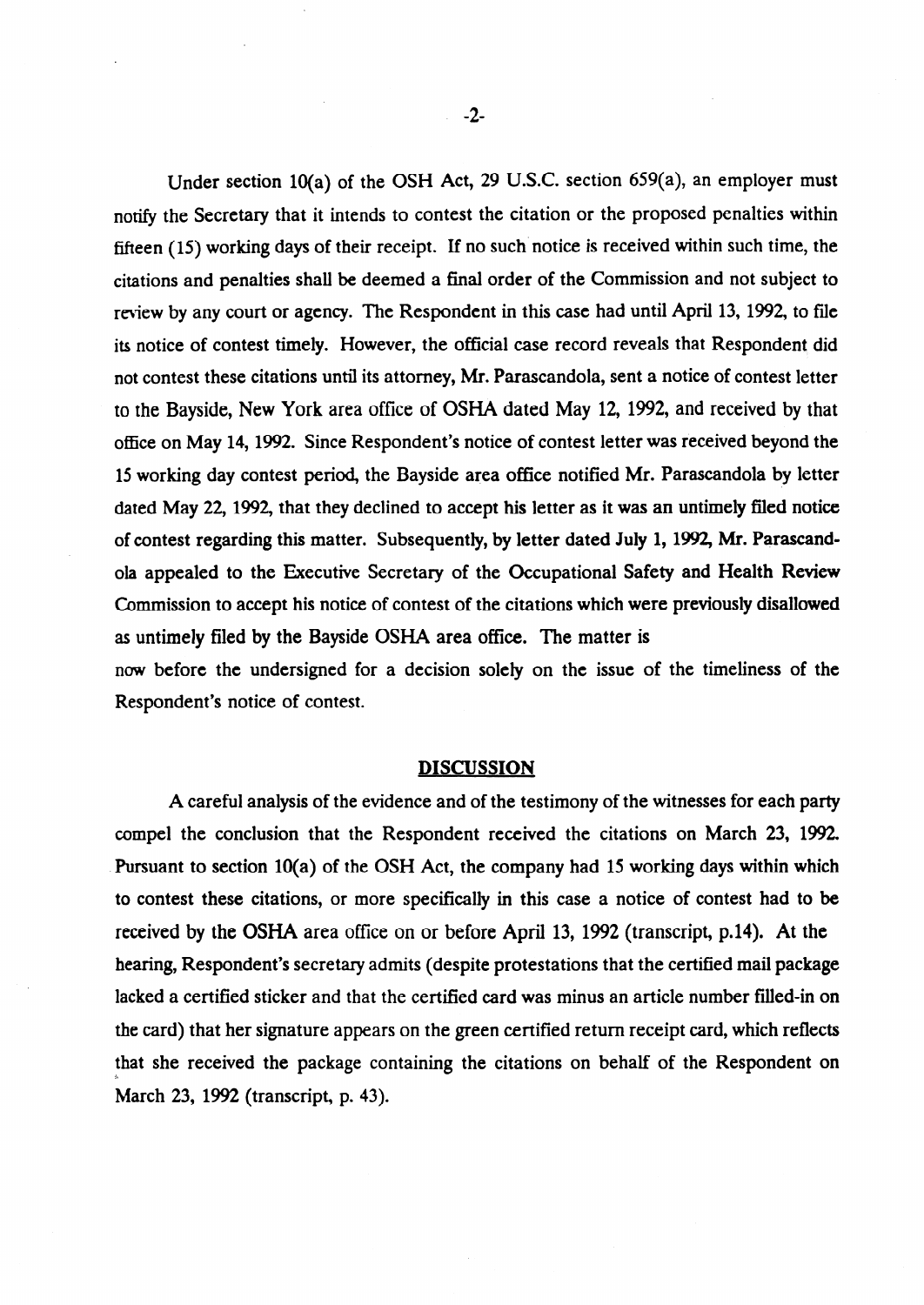Under section 10(a) of the OSH Act, 29 U.S.C. section 659(a), an employer must notify the Secretary that it intends to contest the citation or the proposed penalties within fifteen (15) working days of their receipt. If no such notice is received within such time, the citations and penalties shall be deemed a final order of the Commission and not subject to review by any court or agency. The Respondent in this case had until April 13, 1992, to file its notice of contest timely. However, the official case record reveals that Respondent did not contest these citations until its attorney, Mr. Parascandola, sent a notice of contest letter to the Bayside, New York area office of OSHA dated May 12, 1992, and received by that office on May 14, 1992. Since Respondent's notice of contest letter was received beyond the 15 working day contest period, the Bayside area office notified Mr. Parascandola by letter dated May 22, 1992, that they declined to accept his letter as it was an untimely filed notice of contest regarding this matter. Subsequently, by letter dated July 1, 1992, Mr. Parascandola appealed to the Executive Secretary of the Occupational Safety and Health Review Commission to accept his notice of contest of the citations which were previously disallowed as untimely filed by the Bayside OSHA area office. The matter is now before the undersigned for a decision solely on the issue of the timeliness of the Respondent's notice of contest.

## DISCUSSION

A careful analysis of the evidence and of the testimony of the witnesses for each party compel the conclusion that the Respondent received the citations on March 23, 1992. Pursuant to section 10(a) of the OSH Act, the company had 15 working days within which to contest these citations, or more specifically in this case a notice of contest had to be received by the OSHA area office on or before April 13, 1992 (transcript, p.14). At the hearing, Respondent's secretary admits (despite protestations that the certified mail package lacked a certified sticker and that the certified card was minus an article number filled-in on the card) that her signature appears on the green certified return receipt card, which reflects that she received the package containing the citations on behalf of the Respondent on March 23, 1992 (transcript, p. 43).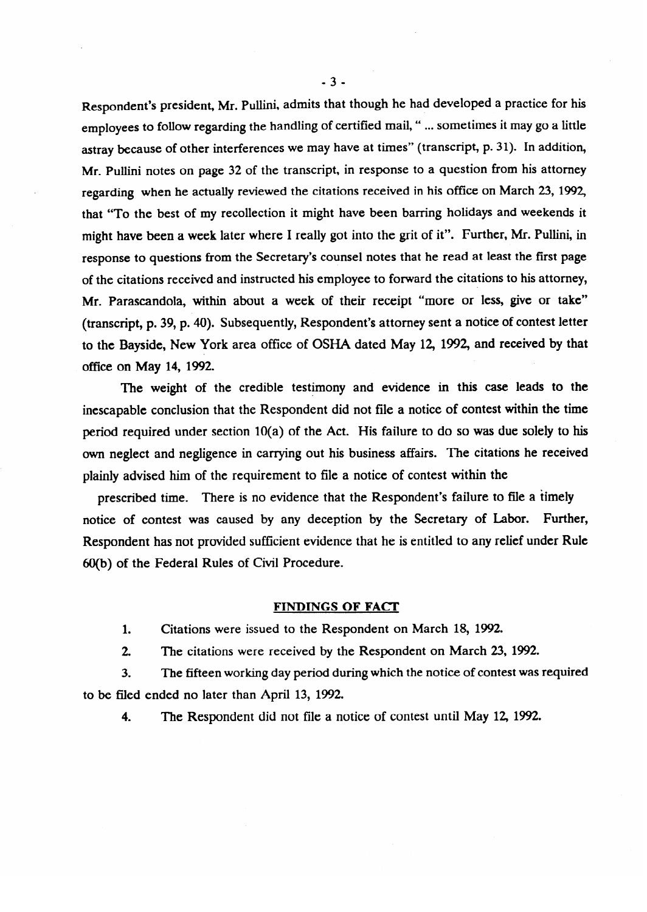Respondent's president, Mr. Pullini, admits that though he had developed a practice for his employees to follow regarding the handling of certified mail, " ... sometimes it may go a little astray because of other interferences we may have at times" (transcript, p. 31). In addition, Mr. Pullini notes on page 32 of the transcript, in response to a question from his attorney regarding when he actually reviewed the citations received in his office on March 23, 1992, that "To the best of my recollection it might have been barring holidays and weekends it might have been a week later where I really got into the grit of it". Further, Mr. Pullini, in response to questions from the Secretary's counsel notes that he read at least the first page of the citations received and instructed his employee to forward the citations to his attorney, Mr. Parascandola, within about a week of their receipt "more or less, give or take" (transcript, p. 39, p. 40). Subsequently, Respondent's attorney sent a notice of contest letter to the Bayside, New York area office of OSHA dated May 12, 1992, and received by that office on May 14, 1992.

The weight of the credible testimony and evidence in this case leads to the inescapable conclusion that the Respondent did not file a notice of contest within the time period required under section 10(a) of the Act. His failure to do so was due solely to his own neglect and negligence in carrying out his business affairs. The citations he received plainly advised him of the requirement to file a notice of contest within the prescribed time. There is no evidence that the Respondent's failure to file a timely notice of contest was caused by any deception by the Secretary of Labor. Further, Respondent has not provided sufficient evidence that he is entitled to any relief under Rule 60(b) of the Federal Rules of Civil Procedure.

## FINDINGS OF FACT

1. Citations were issued to the Respondent on March 18, 1992.
2. The citations were received by the Respondent on March 23, 1992.
3. The fifteen working day period during which the notice of contest was required to be filed ended no later than April 13, 1992.
4. The Respondent did not file a notice of contest until May 12, 1992.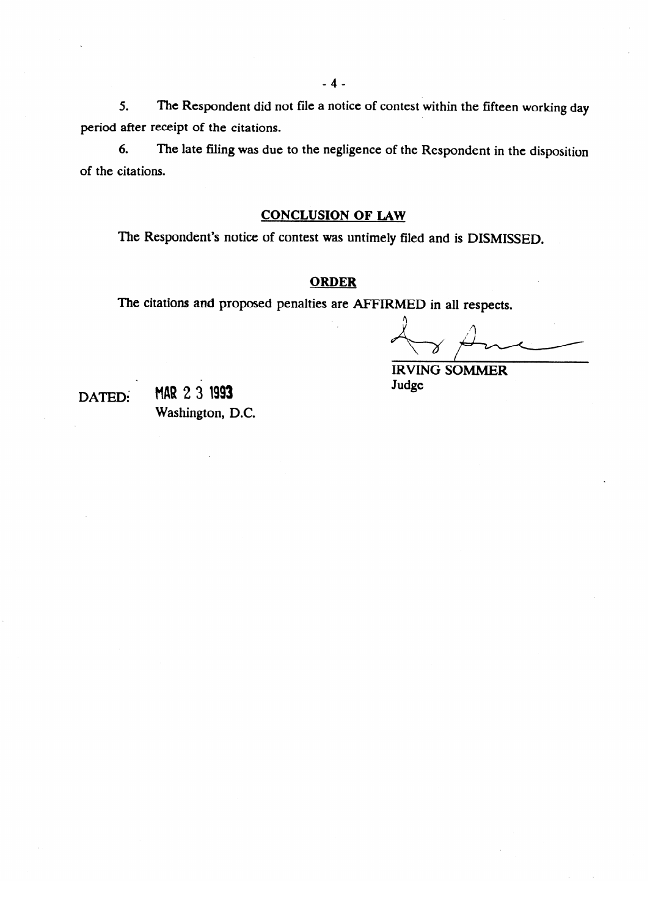5. The Respondent did not file a notice of contest within the fifteen working day period after receipt of the citations.

6. The late filing was due to the negligence of the Respondent in the disposition of the citations.

## CONCLUSION OF LAW

The Respondent's notice of contest was untimely filed and is DISMISSED.

## ORDER

The citations and proposed penalties are AFFIRMED in all respects.

IRVING SOMMER
Judge

DATED: MAR 23 1993
Washington, D.C.